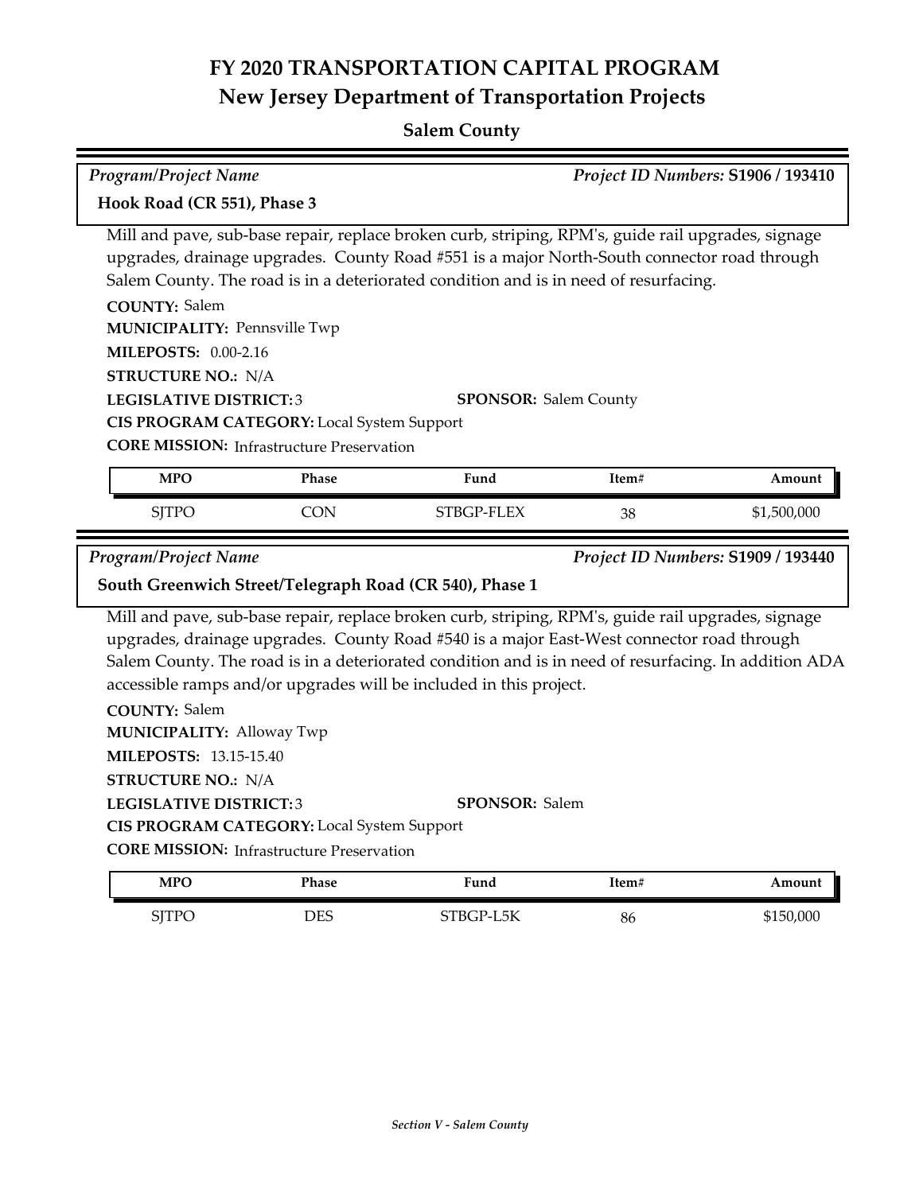# FY 2020 TRANSPORTATION CAPITAL PROGRAM
## New Jersey Department of Transportation Projects

### Salem County

*Program/Project Name* *Project ID Numbers:* **S1906 / 193410**

**Hook Road (CR 551), Phase 3**

Mill and pave, sub-base repair, replace broken curb, striping, RPM's, guide rail upgrades, signage upgrades, drainage upgrades. County Road #551 is a major North-South connector road through Salem County. The road is in a deteriorated condition and is in need of resurfacing.

**COUNTY:** Salem
**MUNICIPALITY:** Pennsville Twp
**MILEPOSTS:** 0.00-2.16
**STRUCTURE NO.:** N/A
**LEGISLATIVE DISTRICT:** 3 **SPONSOR:** Salem County
**CIS PROGRAM CATEGORY:** Local System Support
**CORE MISSION:** Infrastructure Preservation

| MPO | Phase | Fund | Item# | Amount |
|---|---|---|---|---|
| SJTPO | CON | STBGP-FLEX | 38 | $1,500,000 |

*Program/Project Name* *Project ID Numbers:* **S1909 / 193440**

**South Greenwich Street/Telegraph Road (CR 540), Phase 1**

Mill and pave, sub-base repair, replace broken curb, striping, RPM's, guide rail upgrades, signage upgrades, drainage upgrades. County Road #540 is a major East-West connector road through Salem County. The road is in a deteriorated condition and is in need of resurfacing. In addition ADA accessible ramps and/or upgrades will be included in this project.

**COUNTY:** Salem
**MUNICIPALITY:** Alloway Twp
**MILEPOSTS:** 13.15-15.40
**STRUCTURE NO.:** N/A
**LEGISLATIVE DISTRICT:** 3 **SPONSOR:** Salem
**CIS PROGRAM CATEGORY:** Local System Support
**CORE MISSION:** Infrastructure Preservation

| MPO | Phase | Fund | Item# | Amount |
|---|---|---|---|---|
| SJTPO | DES | STBGP-L5K | 86 | $150,000 |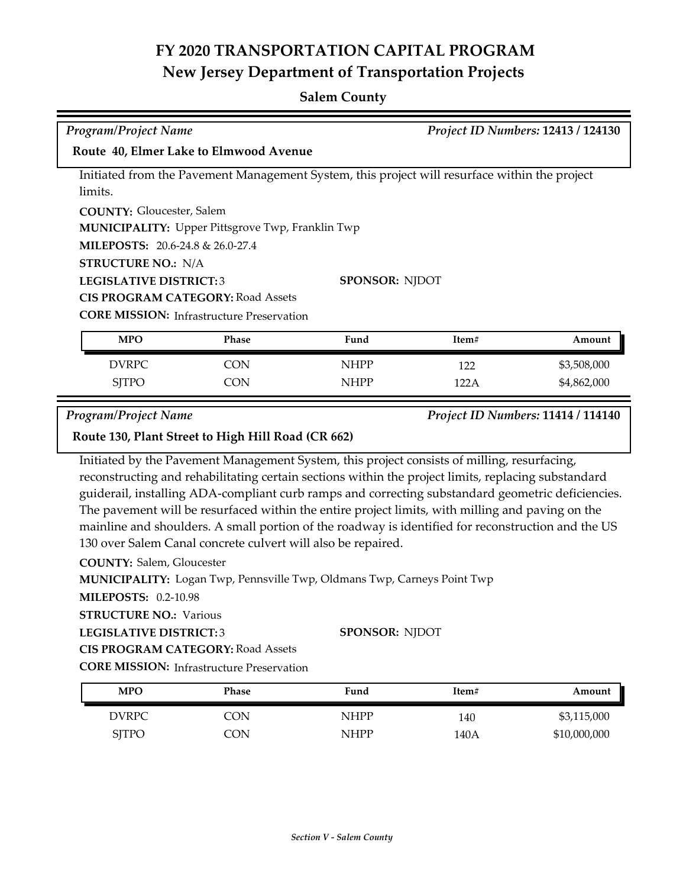# FY 2020 TRANSPORTATION CAPITAL PROGRAM
## New Jersey Department of Transportation Projects

### Salem County

*Program/Project Name* *Project ID Numbers:* **12413 / 124130**

**Route 40, Elmer Lake to Elmwood Avenue**

Initiated from the Pavement Management System, this project will resurface within the project limits.

**COUNTY:** Gloucester, Salem
**MUNICIPALITY:** Upper Pittsgrove Twp, Franklin Twp
**MILEPOSTS:** 20.6-24.8 & 26.0-27.4
**STRUCTURE NO.:** N/A
**LEGISLATIVE DISTRICT:** 3
**SPONSOR:** NJDOT
**CIS PROGRAM CATEGORY:** Road Assets
**CORE MISSION:** Infrastructure Preservation

| MPO | Phase | Fund | Item# | Amount |
|---|---|---|---|---|
| DVRPC | CON | NHPP | 122 | $3,508,000 |
| SJTPO | CON | NHPP | 122A | $4,862,000 |

*Program/Project Name* *Project ID Numbers:* **11414 / 114140**

**Route 130, Plant Street to High Hill Road (CR 662)**

Initiated by the Pavement Management System, this project consists of milling, resurfacing, reconstructing and rehabilitating certain sections within the project limits, replacing substandard guiderail, installing ADA-compliant curb ramps and correcting substandard geometric deficiencies. The pavement will be resurfaced within the entire project limits, with milling and paving on the mainline and shoulders. A small portion of the roadway is identified for reconstruction and the US 130 over Salem Canal concrete culvert will also be repaired.

**COUNTY:** Salem, Gloucester
**MUNICIPALITY:** Logan Twp, Pennsville Twp, Oldmans Twp, Carneys Point Twp
**MILEPOSTS:** 0.2-10.98
**STRUCTURE NO.:** Various
**LEGISLATIVE DISTRICT:** 3
**SPONSOR:** NJDOT
**CIS PROGRAM CATEGORY:** Road Assets
**CORE MISSION:** Infrastructure Preservation

| MPO | Phase | Fund | Item# | Amount |
|---|---|---|---|---|
| DVRPC | CON | NHPP | 140 | $3,115,000 |
| SJTPO | CON | NHPP | 140A | $10,000,000 |